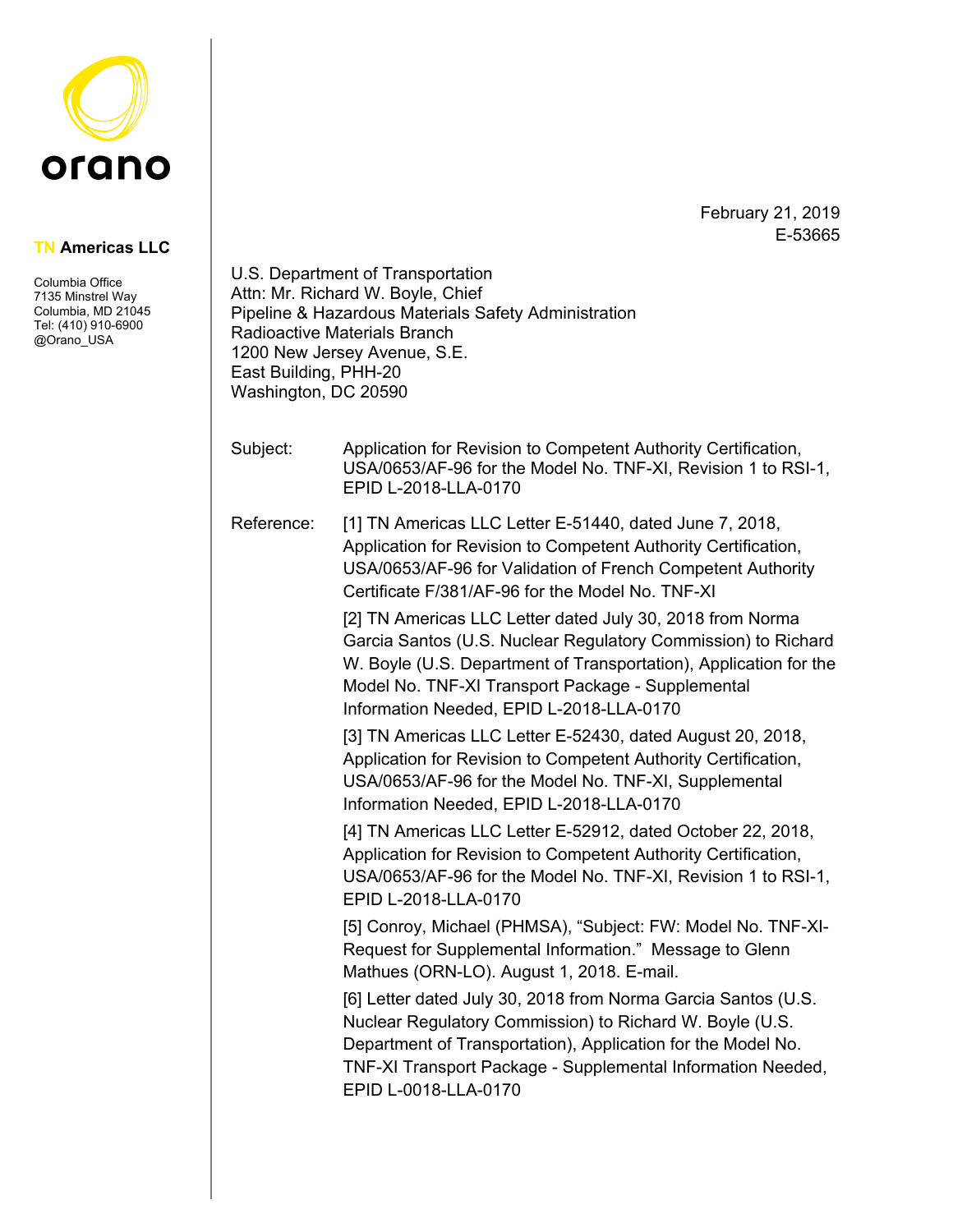orano

**TN Americas LLC**

Columbia Office
7135 Minstrel Way
Columbia, MD 21045
Tel: (410) 910-6900
@Orano_USA

February 21, 2019
E-53665

U.S. Department of Transportation
Attn: Mr. Richard W. Boyle, Chief
Pipeline & Hazardous Materials Safety Administration
Radioactive Materials Branch
1200 New Jersey Avenue, S.E.
East Building, PHH-20
Washington, DC 20590

Subject: Application for Revision to Competent Authority Certification, USA/0653/AF-96 for the Model No. TNF-XI, Revision 1 to RSI-1, EPID L-2018-LLA-0170

Reference:

[1] TN Americas LLC Letter E-51440, dated June 7, 2018, Application for Revision to Competent Authority Certification, USA/0653/AF-96 for Validation of French Competent Authority Certificate F/381/AF-96 for the Model No. TNF-XI

[2] TN Americas LLC Letter dated July 30, 2018 from Norma Garcia Santos (U.S. Nuclear Regulatory Commission) to Richard W. Boyle (U.S. Department of Transportation), Application for the Model No. TNF-XI Transport Package - Supplemental Information Needed, EPID L-2018-LLA-0170

[3] TN Americas LLC Letter E-52430, dated August 20, 2018, Application for Revision to Competent Authority Certification, USA/0653/AF-96 for the Model No. TNF-XI, Supplemental Information Needed, EPID L-2018-LLA-0170

[4] TN Americas LLC Letter E-52912, dated October 22, 2018, Application for Revision to Competent Authority Certification, USA/0653/AF-96 for the Model No. TNF-XI, Revision 1 to RSI-1, EPID L-2018-LLA-0170

[5] Conroy, Michael (PHMSA), "Subject: FW: Model No. TNF-XI-Request for Supplemental Information." Message to Glenn Mathues (ORN-LO). August 1, 2018. E-mail.

[6] Letter dated July 30, 2018 from Norma Garcia Santos (U.S. Nuclear Regulatory Commission) to Richard W. Boyle (U.S. Department of Transportation), Application for the Model No. TNF-XI Transport Package - Supplemental Information Needed, EPID L-0018-LLA-0170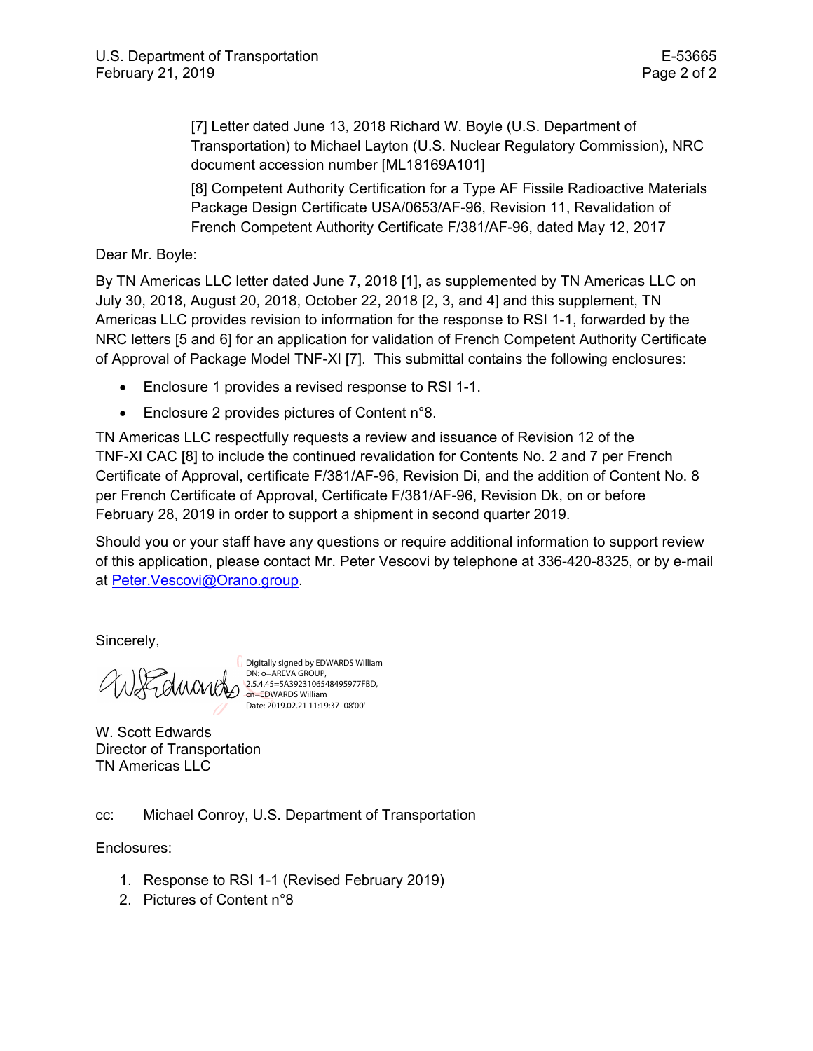[7] Letter dated June 13, 2018 Richard W. Boyle (U.S. Department of Transportation) to Michael Layton (U.S. Nuclear Regulatory Commission), NRC document accession number [ML18169A101]

[8] Competent Authority Certification for a Type AF Fissile Radioactive Materials Package Design Certificate USA/0653/AF-96, Revision 11, Revalidation of French Competent Authority Certificate F/381/AF-96, dated May 12, 2017

Dear Mr. Boyle:

By TN Americas LLC letter dated June 7, 2018 [1], as supplemented by TN Americas LLC on July 30, 2018, August 20, 2018, October 22, 2018 [2, 3, and 4] and this supplement, TN Americas LLC provides revision to information for the response to RSI 1-1, forwarded by the NRC letters [5 and 6] for an application for validation of French Competent Authority Certificate of Approval of Package Model TNF-XI [7]. This submittal contains the following enclosures:

- Enclosure 1 provides a revised response to RSI 1-1.
- Enclosure 2 provides pictures of Content n°8.

TN Americas LLC respectfully requests a review and issuance of Revision 12 of the TNF-XI CAC [8] to include the continued revalidation for Contents No. 2 and 7 per French Certificate of Approval, certificate F/381/AF-96, Revision Di, and the addition of Content No. 8 per French Certificate of Approval, Certificate F/381/AF-96, Revision Dk, on or before February 28, 2019 in order to support a shipment in second quarter 2019.

Should you or your staff have any questions or require additional information to support review of this application, please contact Mr. Peter Vescovi by telephone at 336-420-8325, or by e-mail at Peter.Vescovi@Orano.group.

Sincerely,

Digitally signed by EDWARDS William
DN: o=AREVA GROUP, 2.5.4.45=5A3923106548495977FBD, cn=EDWARDS William
Date: 2019.02.21 11:19:37 -08'00'

W. Scott Edwards
Director of Transportation
TN Americas LLC

cc: Michael Conroy, U.S. Department of Transportation

Enclosures:

1. Response to RSI 1-1 (Revised February 2019)
2. Pictures of Content n°8